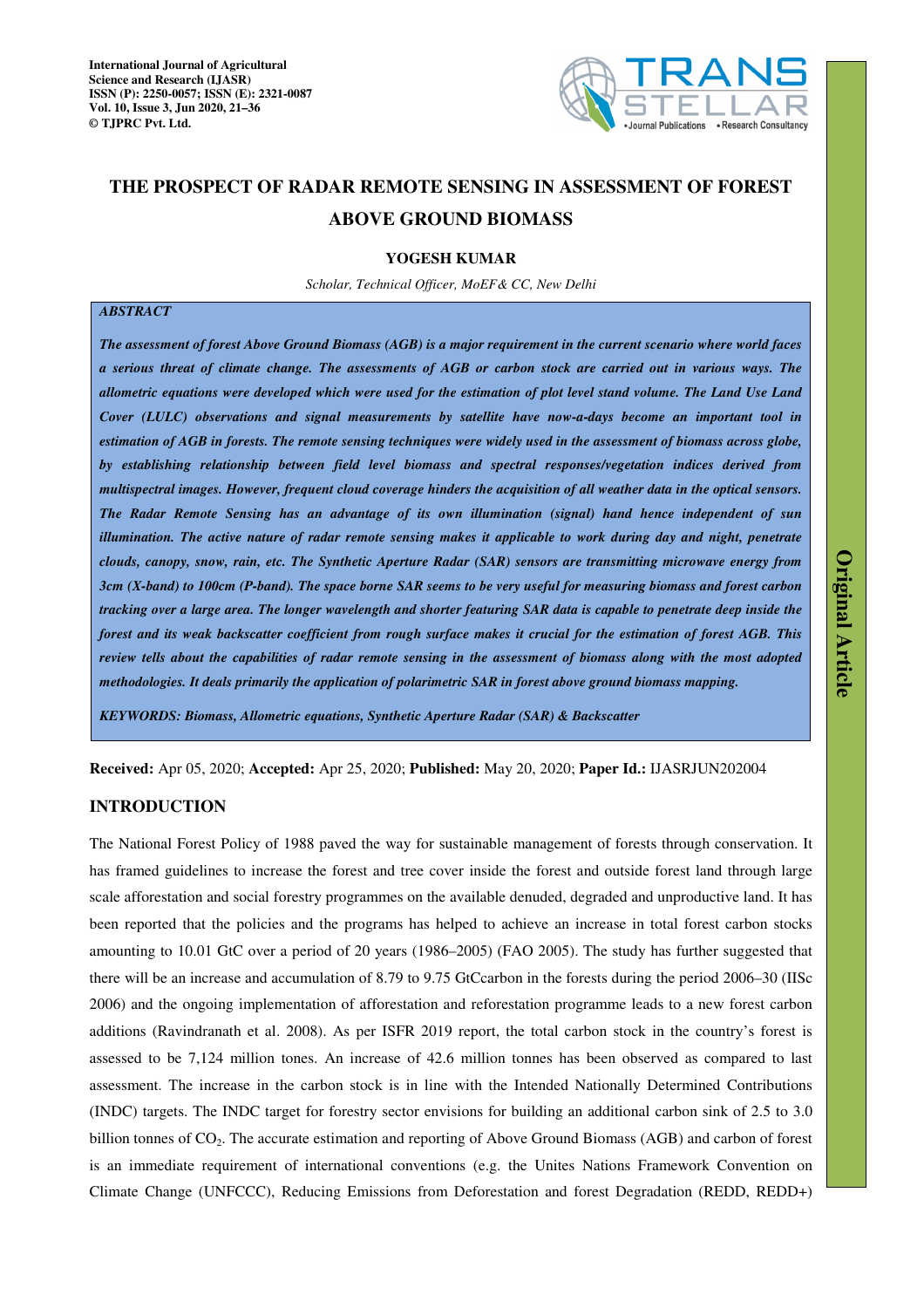International Journal of Agricultural Science and Research (IJASR)
ISSN (P): 2250-0057; ISSN (E): 2321-0087
Vol. 10, Issue 3, Jun 2020, 21–36
© TJPRC Pvt. Ltd.

# THE PROSPECT OF RADAR REMOTE SENSING IN ASSESSMENT OF FOREST ABOVE GROUND BIOMASS

**YOGESH KUMAR**

*Scholar, Technical Officer, MoEF& CC, New Delhi*

***ABSTRACT***

***The assessment of forest Above Ground Biomass (AGB) is a major requirement in the current scenario where world faces a serious threat of climate change. The assessments of AGB or carbon stock are carried out in various ways. The allometric equations were developed which were used for the estimation of plot level stand volume. The Land Use Land Cover (LULC) observations and signal measurements by satellite have now-a-days become an important tool in estimation of AGB in forests. The remote sensing techniques were widely used in the assessment of biomass across globe, by establishing relationship between field level biomass and spectral responses/vegetation indices derived from multispectral images. However, frequent cloud coverage hinders the acquisition of all weather data in the optical sensors. The Radar Remote Sensing has an advantage of its own illumination (signal) hand hence independent of sun illumination. The active nature of radar remote sensing makes it applicable to work during day and night, penetrate clouds, canopy, snow, rain, etc. The Synthetic Aperture Radar (SAR) sensors are transmitting microwave energy from 3cm (X-band) to 100cm (P-band). The space borne SAR seems to be very useful for measuring biomass and forest carbon tracking over a large area. The longer wavelength and shorter featuring SAR data is capable to penetrate deep inside the forest and its weak backscatter coefficient from rough surface makes it crucial for the estimation of forest AGB. This review tells about the capabilities of radar remote sensing in the assessment of biomass along with the most adopted methodologies. It deals primarily the application of polarimetric SAR in forest above ground biomass mapping.***

***KEYWORDS: Biomass, Allometric equations, Synthetic Aperture Radar (SAR) & Backscatter***

**Received:** Apr 05, 2020; **Accepted:** Apr 25, 2020; **Published:** May 20, 2020; **Paper Id.:** IJASRJUN202004

**Original Article**

## INTRODUCTION

The National Forest Policy of 1988 paved the way for sustainable management of forests through conservation. It has framed guidelines to increase the forest and tree cover inside the forest and outside forest land through large scale afforestation and social forestry programmes on the available denuded, degraded and unproductive land. It has been reported that the policies and the programs has helped to achieve an increase in total forest carbon stocks amounting to 10.01 GtC over a period of 20 years (1986–2005) (FAO 2005). The study has further suggested that there will be an increase and accumulation of 8.79 to 9.75 GtCcarbon in the forests during the period 2006–30 (IISc 2006) and the ongoing implementation of afforestation and reforestation programme leads to a new forest carbon additions (Ravindranath et al. 2008). As per ISFR 2019 report, the total carbon stock in the country's forest is assessed to be 7,124 million tones. An increase of 42.6 million tonnes has been observed as compared to last assessment. The increase in the carbon stock is in line with the Intended Nationally Determined Contributions (INDC) targets. The INDC target for forestry sector envisions for building an additional carbon sink of 2.5 to 3.0 billion tonnes of $CO_2$. The accurate estimation and reporting of Above Ground Biomass (AGB) and carbon of forest is an immediate requirement of international conventions (e.g. the Unites Nations Framework Convention on Climate Change (UNFCCC), Reducing Emissions from Deforestation and forest Degradation (REDD, REDD+)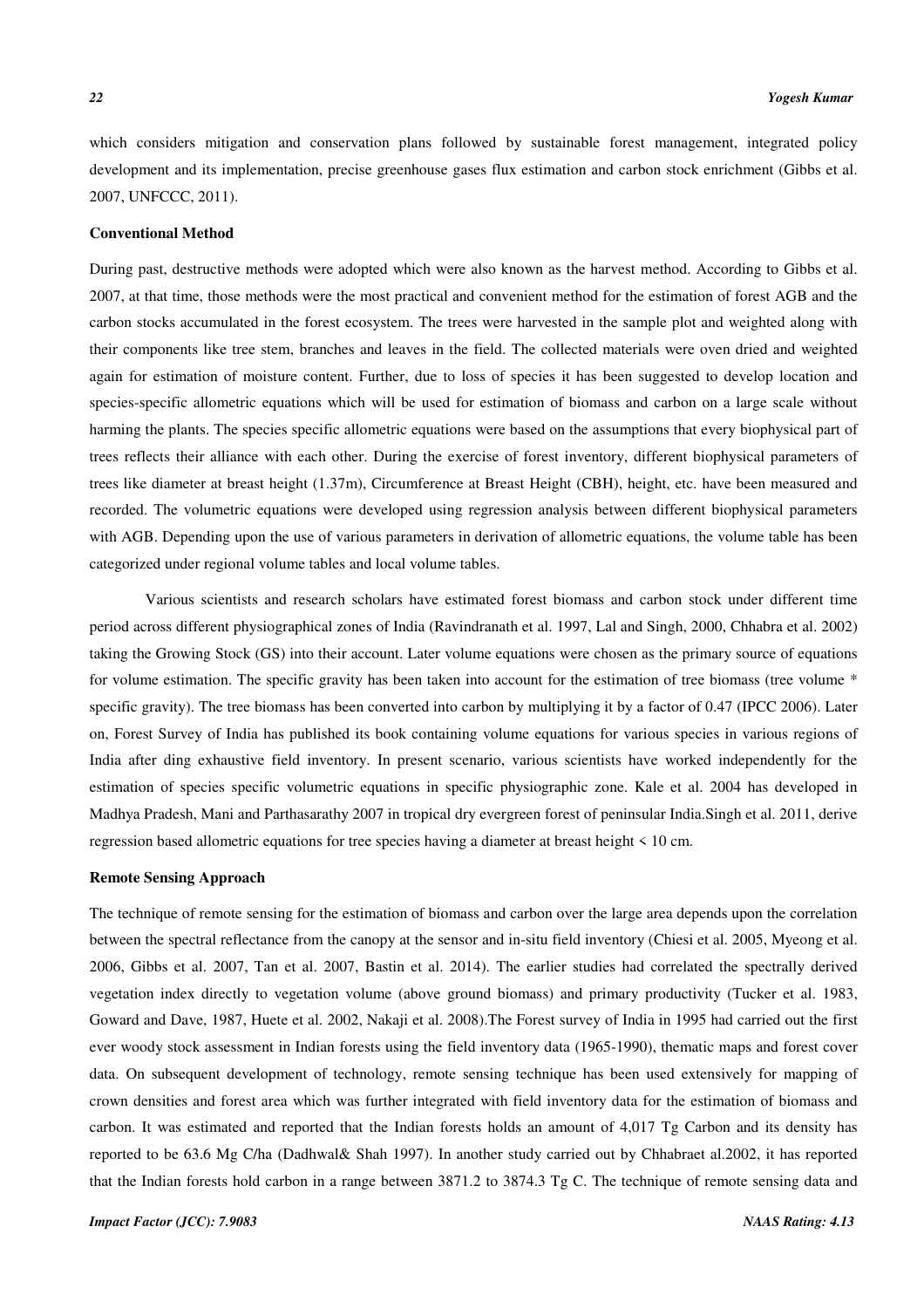which considers mitigation and conservation plans followed by sustainable forest management, integrated policy development and its implementation, precise greenhouse gases flux estimation and carbon stock enrichment (Gibbs et al. 2007, UNFCCC, 2011).

**Conventional Method**

During past, destructive methods were adopted which were also known as the harvest method. According to Gibbs et al. 2007, at that time, those methods were the most practical and convenient method for the estimation of forest AGB and the carbon stocks accumulated in the forest ecosystem. The trees were harvested in the sample plot and weighted along with their components like tree stem, branches and leaves in the field. The collected materials were oven dried and weighted again for estimation of moisture content. Further, due to loss of species it has been suggested to develop location and species-specific allometric equations which will be used for estimation of biomass and carbon on a large scale without harming the plants. The species specific allometric equations were based on the assumptions that every biophysical part of trees reflects their alliance with each other. During the exercise of forest inventory, different biophysical parameters of trees like diameter at breast height (1.37m), Circumference at Breast Height (CBH), height, etc. have been measured and recorded. The volumetric equations were developed using regression analysis between different biophysical parameters with AGB. Depending upon the use of various parameters in derivation of allometric equations, the volume table has been categorized under regional volume tables and local volume tables.

Various scientists and research scholars have estimated forest biomass and carbon stock under different time period across different physiographical zones of India (Ravindranath et al. 1997, Lal and Singh, 2000, Chhabra et al. 2002) taking the Growing Stock (GS) into their account. Later volume equations were chosen as the primary source of equations for volume estimation. The specific gravity has been taken into account for the estimation of tree biomass (tree volume * specific gravity). The tree biomass has been converted into carbon by multiplying it by a factor of 0.47 (IPCC 2006). Later on, Forest Survey of India has published its book containing volume equations for various species in various regions of India after ding exhaustive field inventory. In present scenario, various scientists have worked independently for the estimation of species specific volumetric equations in specific physiographic zone. Kale et al. 2004 has developed in Madhya Pradesh, Mani and Parthasarathy 2007 in tropical dry evergreen forest of peninsular India.Singh et al. 2011, derive regression based allometric equations for tree species having a diameter at breast height < 10 cm.

**Remote Sensing Approach**

The technique of remote sensing for the estimation of biomass and carbon over the large area depends upon the correlation between the spectral reflectance from the canopy at the sensor and in-situ field inventory (Chiesi et al. 2005, Myeong et al. 2006, Gibbs et al. 2007, Tan et al. 2007, Bastin et al. 2014). The earlier studies had correlated the spectrally derived vegetation index directly to vegetation volume (above ground biomass) and primary productivity (Tucker et al. 1983, Goward and Dave, 1987, Huete et al. 2002, Nakaji et al. 2008).The Forest survey of India in 1995 had carried out the first ever woody stock assessment in Indian forests using the field inventory data (1965-1990), thematic maps and forest cover data. On subsequent development of technology, remote sensing technique has been used extensively for mapping of crown densities and forest area which was further integrated with field inventory data for the estimation of biomass and carbon. It was estimated and reported that the Indian forests holds an amount of 4,017 Tg Carbon and its density has reported to be 63.6 Mg C/ha (Dadhwal& Shah 1997). In another study carried out by Chhabraet al.2002, it has reported that the Indian forests hold carbon in a range between 3871.2 to 3874.3 Tg C. The technique of remote sensing data and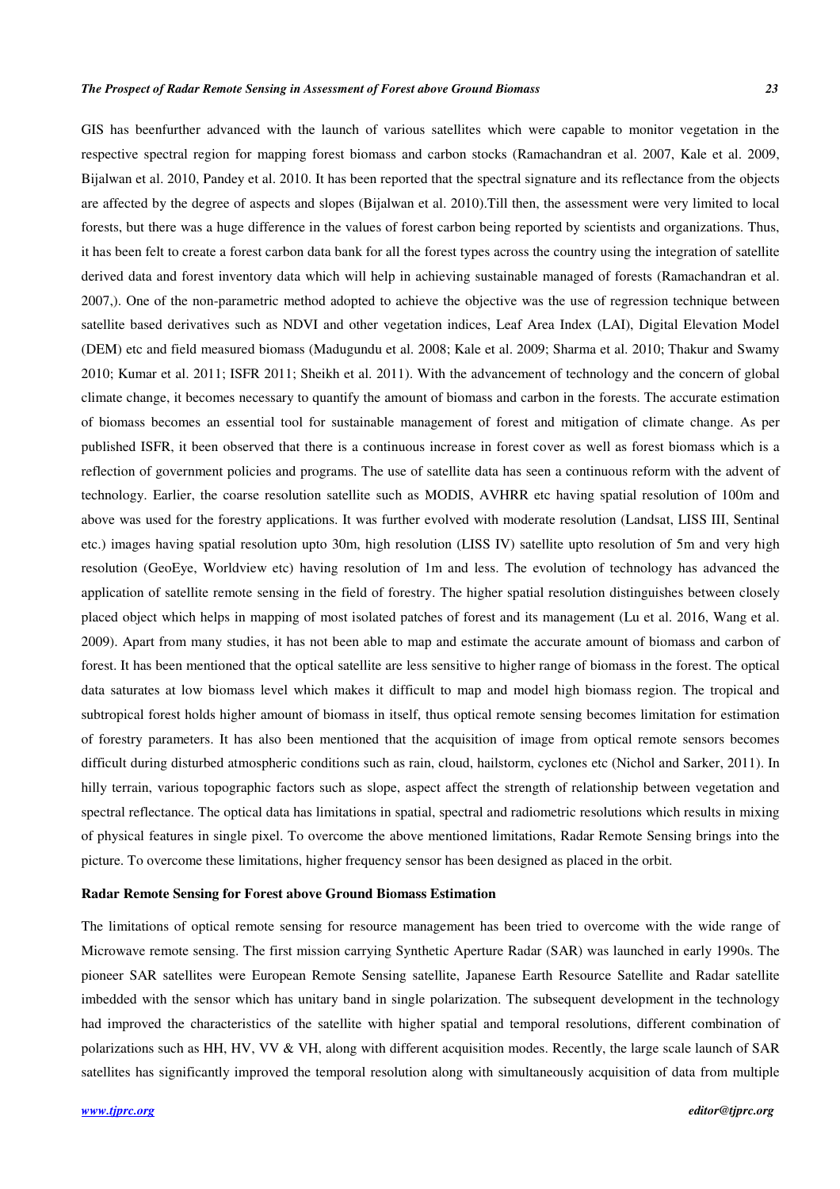GIS has beenfurther advanced with the launch of various satellites which were capable to monitor vegetation in the respective spectral region for mapping forest biomass and carbon stocks (Ramachandran et al. 2007, Kale et al. 2009, Bijalwan et al. 2010, Pandey et al. 2010. It has been reported that the spectral signature and its reflectance from the objects are affected by the degree of aspects and slopes (Bijalwan et al. 2010).Till then, the assessment were very limited to local forests, but there was a huge difference in the values of forest carbon being reported by scientists and organizations. Thus, it has been felt to create a forest carbon data bank for all the forest types across the country using the integration of satellite derived data and forest inventory data which will help in achieving sustainable managed of forests (Ramachandran et al. 2007,). One of the non-parametric method adopted to achieve the objective was the use of regression technique between satellite based derivatives such as NDVI and other vegetation indices, Leaf Area Index (LAI), Digital Elevation Model (DEM) etc and field measured biomass (Madugundu et al. 2008; Kale et al. 2009; Sharma et al. 2010; Thakur and Swamy 2010; Kumar et al. 2011; ISFR 2011; Sheikh et al. 2011). With the advancement of technology and the concern of global climate change, it becomes necessary to quantify the amount of biomass and carbon in the forests. The accurate estimation of biomass becomes an essential tool for sustainable management of forest and mitigation of climate change. As per published ISFR, it been observed that there is a continuous increase in forest cover as well as forest biomass which is a reflection of government policies and programs. The use of satellite data has seen a continuous reform with the advent of technology. Earlier, the coarse resolution satellite such as MODIS, AVHRR etc having spatial resolution of 100m and above was used for the forestry applications. It was further evolved with moderate resolution (Landsat, LISS III, Sentinal etc.) images having spatial resolution upto 30m, high resolution (LISS IV) satellite upto resolution of 5m and very high resolution (GeoEye, Worldview etc) having resolution of 1m and less. The evolution of technology has advanced the application of satellite remote sensing in the field of forestry. The higher spatial resolution distinguishes between closely placed object which helps in mapping of most isolated patches of forest and its management (Lu et al. 2016, Wang et al. 2009). Apart from many studies, it has not been able to map and estimate the accurate amount of biomass and carbon of forest. It has been mentioned that the optical satellite are less sensitive to higher range of biomass in the forest. The optical data saturates at low biomass level which makes it difficult to map and model high biomass region. The tropical and subtropical forest holds higher amount of biomass in itself, thus optical remote sensing becomes limitation for estimation of forestry parameters. It has also been mentioned that the acquisition of image from optical remote sensors becomes difficult during disturbed atmospheric conditions such as rain, cloud, hailstorm, cyclones etc (Nichol and Sarker, 2011). In hilly terrain, various topographic factors such as slope, aspect affect the strength of relationship between vegetation and spectral reflectance. The optical data has limitations in spatial, spectral and radiometric resolutions which results in mixing of physical features in single pixel. To overcome the above mentioned limitations, Radar Remote Sensing brings into the picture. To overcome these limitations, higher frequency sensor has been designed as placed in the orbit.

## Radar Remote Sensing for Forest above Ground Biomass Estimation

The limitations of optical remote sensing for resource management has been tried to overcome with the wide range of Microwave remote sensing. The first mission carrying Synthetic Aperture Radar (SAR) was launched in early 1990s. The pioneer SAR satellites were European Remote Sensing satellite, Japanese Earth Resource Satellite and Radar satellite imbedded with the sensor which has unitary band in single polarization. The subsequent development in the technology had improved the characteristics of the satellite with higher spatial and temporal resolutions, different combination of polarizations such as HH, HV, VV & VH, along with different acquisition modes. Recently, the large scale launch of SAR satellites has significantly improved the temporal resolution along with simultaneously acquisition of data from multiple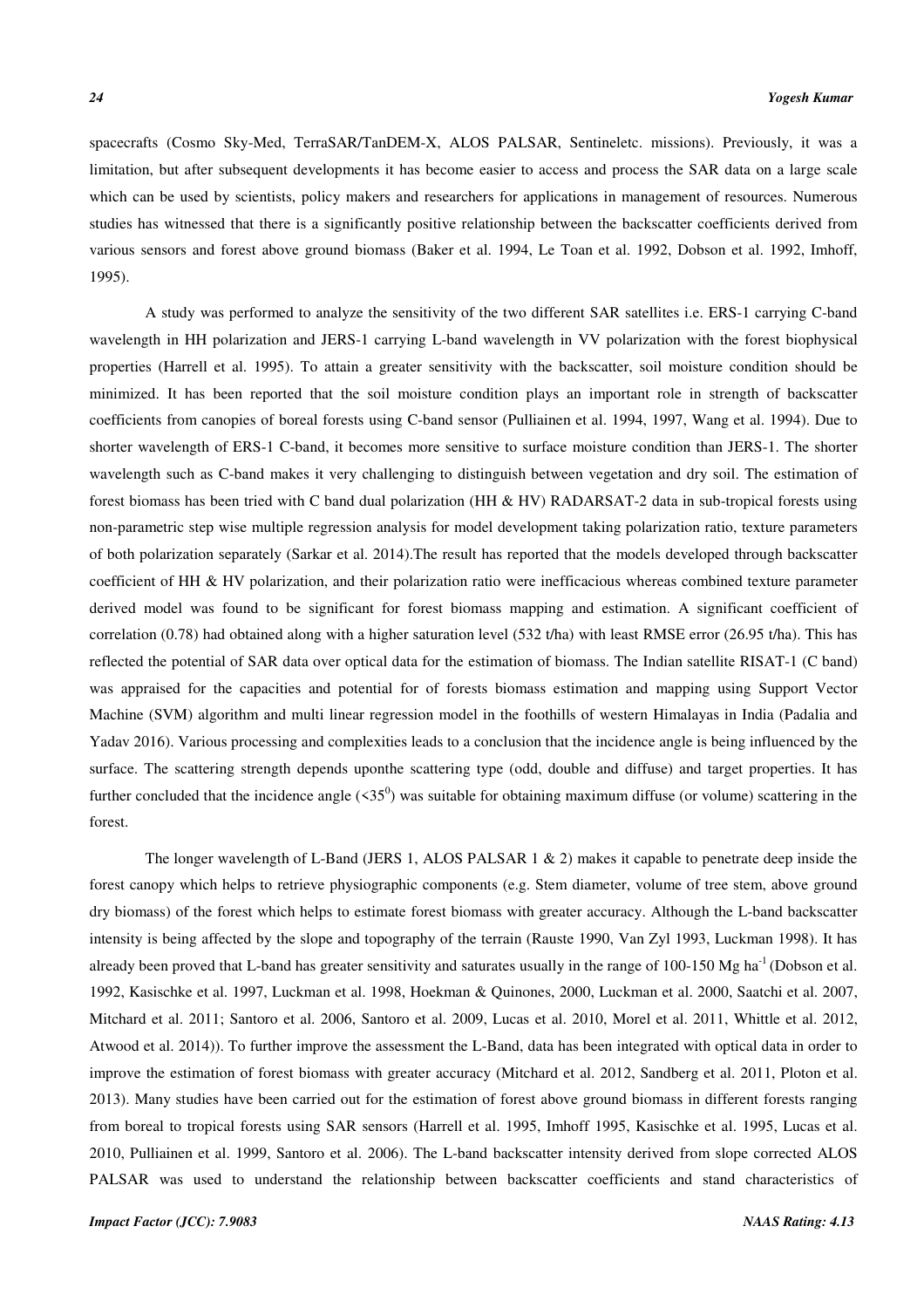spacecrafts (Cosmo Sky-Med, TerraSAR/TanDEM-X, ALOS PALSAR, Sentineletc. missions). Previously, it was a limitation, but after subsequent developments it has become easier to access and process the SAR data on a large scale which can be used by scientists, policy makers and researchers for applications in management of resources. Numerous studies has witnessed that there is a significantly positive relationship between the backscatter coefficients derived from various sensors and forest above ground biomass (Baker et al. 1994, Le Toan et al. 1992, Dobson et al. 1992, Imhoff, 1995).

A study was performed to analyze the sensitivity of the two different SAR satellites i.e. ERS-1 carrying C-band wavelength in HH polarization and JERS-1 carrying L-band wavelength in VV polarization with the forest biophysical properties (Harrell et al. 1995). To attain a greater sensitivity with the backscatter, soil moisture condition should be minimized. It has been reported that the soil moisture condition plays an important role in strength of backscatter coefficients from canopies of boreal forests using C-band sensor (Pulliainen et al. 1994, 1997, Wang et al. 1994). Due to shorter wavelength of ERS-1 C-band, it becomes more sensitive to surface moisture condition than JERS-1. The shorter wavelength such as C-band makes it very challenging to distinguish between vegetation and dry soil. The estimation of forest biomass has been tried with C band dual polarization (HH & HV) RADARSAT-2 data in sub-tropical forests using non-parametric step wise multiple regression analysis for model development taking polarization ratio, texture parameters of both polarization separately (Sarkar et al. 2014).The result has reported that the models developed through backscatter coefficient of HH & HV polarization, and their polarization ratio were inefficacious whereas combined texture parameter derived model was found to be significant for forest biomass mapping and estimation. A significant coefficient of correlation (0.78) had obtained along with a higher saturation level (532 t/ha) with least RMSE error (26.95 t/ha). This has reflected the potential of SAR data over optical data for the estimation of biomass. The Indian satellite RISAT-1 (C band) was appraised for the capacities and potential for of forests biomass estimation and mapping using Support Vector Machine (SVM) algorithm and multi linear regression model in the foothills of western Himalayas in India (Padalia and Yadav 2016). Various processing and complexities leads to a conclusion that the incidence angle is being influenced by the surface. The scattering strength depends uponthe scattering type (odd, double and diffuse) and target properties. It has further concluded that the incidence angle ($<35^0$) was suitable for obtaining maximum diffuse (or volume) scattering in the forest.

The longer wavelength of L-Band (JERS 1, ALOS PALSAR 1 & 2) makes it capable to penetrate deep inside the forest canopy which helps to retrieve physiographic components (e.g. Stem diameter, volume of tree stem, above ground dry biomass) of the forest which helps to estimate forest biomass with greater accuracy. Although the L-band backscatter intensity is being affected by the slope and topography of the terrain (Rauste 1990, Van Zyl 1993, Luckman 1998). It has already been proved that L-band has greater sensitivity and saturates usually in the range of 100-150 Mg $ha^{-1}$ (Dobson et al. 1992, Kasischke et al. 1997, Luckman et al. 1998, Hoekman & Quinones, 2000, Luckman et al. 2000, Saatchi et al. 2007, Mitchard et al. 2011; Santoro et al. 2006, Santoro et al. 2009, Lucas et al. 2010, Morel et al. 2011, Whittle et al. 2012, Atwood et al. 2014)). To further improve the assessment the L-Band, data has been integrated with optical data in order to improve the estimation of forest biomass with greater accuracy (Mitchard et al. 2012, Sandberg et al. 2011, Ploton et al. 2013). Many studies have been carried out for the estimation of forest above ground biomass in different forests ranging from boreal to tropical forests using SAR sensors (Harrell et al. 1995, Imhoff 1995, Kasischke et al. 1995, Lucas et al. 2010, Pulliainen et al. 1999, Santoro et al. 2006). The L-band backscatter intensity derived from slope corrected ALOS PALSAR was used to understand the relationship between backscatter coefficients and stand characteristics of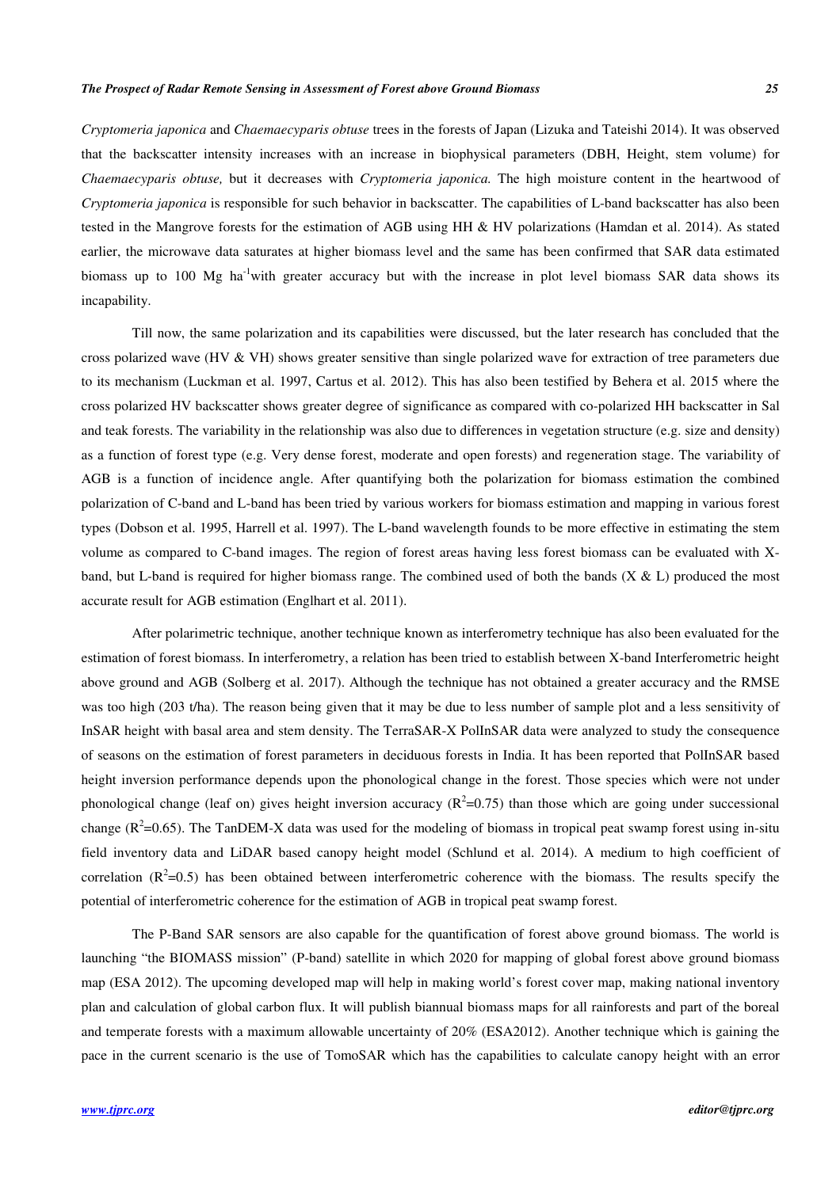*Cryptomeria japonica* and *Chaemaecyparis obtuse* trees in the forests of Japan (Lizuka and Tateishi 2014). It was observed that the backscatter intensity increases with an increase in biophysical parameters (DBH, Height, stem volume) for *Chaemaecyparis obtuse,* but it decreases with *Cryptomeria japonica.* The high moisture content in the heartwood of *Cryptomeria japonica* is responsible for such behavior in backscatter. The capabilities of L-band backscatter has also been tested in the Mangrove forests for the estimation of AGB using HH & HV polarizations (Hamdan et al. 2014). As stated earlier, the microwave data saturates at higher biomass level and the same has been confirmed that SAR data estimated biomass up to 100 Mg $ha^{-1}$with greater accuracy but with the increase in plot level biomass SAR data shows its incapability.

Till now, the same polarization and its capabilities were discussed, but the later research has concluded that the cross polarized wave (HV & VH) shows greater sensitive than single polarized wave for extraction of tree parameters due to its mechanism (Luckman et al. 1997, Cartus et al. 2012). This has also been testified by Behera et al. 2015 where the cross polarized HV backscatter shows greater degree of significance as compared with co-polarized HH backscatter in Sal and teak forests. The variability in the relationship was also due to differences in vegetation structure (e.g. size and density) as a function of forest type (e.g. Very dense forest, moderate and open forests) and regeneration stage. The variability of AGB is a function of incidence angle. After quantifying both the polarization for biomass estimation the combined polarization of C-band and L-band has been tried by various workers for biomass estimation and mapping in various forest types (Dobson et al. 1995, Harrell et al. 1997). The L-band wavelength founds to be more effective in estimating the stem volume as compared to C-band images. The region of forest areas having less forest biomass can be evaluated with X-band, but L-band is required for higher biomass range. The combined used of both the bands (X & L) produced the most accurate result for AGB estimation (Englhart et al. 2011).

After polarimetric technique, another technique known as interferometry technique has also been evaluated for the estimation of forest biomass. In interferometry, a relation has been tried to establish between X-band Interferometric height above ground and AGB (Solberg et al. 2017). Although the technique has not obtained a greater accuracy and the RMSE was too high (203 t/ha). The reason being given that it may be due to less number of sample plot and a less sensitivity of InSAR height with basal area and stem density. The TerraSAR-X PolInSAR data were analyzed to study the consequence of seasons on the estimation of forest parameters in deciduous forests in India. It has been reported that PolInSAR based height inversion performance depends upon the phonological change in the forest. Those species which were not under phonological change (leaf on) gives height inversion accuracy ($R^2$=0.75) than those which are going under successional change ($R^2$=0.65). The TanDEM-X data was used for the modeling of biomass in tropical peat swamp forest using in-situ field inventory data and LiDAR based canopy height model (Schlund et al. 2014). A medium to high coefficient of correlation ($R^2$=0.5) has been obtained between interferometric coherence with the biomass. The results specify the potential of interferometric coherence for the estimation of AGB in tropical peat swamp forest.

The P-Band SAR sensors are also capable for the quantification of forest above ground biomass. The world is launching "the BIOMASS mission" (P-band) satellite in which 2020 for mapping of global forest above ground biomass map (ESA 2012). The upcoming developed map will help in making world's forest cover map, making national inventory plan and calculation of global carbon flux. It will publish biannual biomass maps for all rainforests and part of the boreal and temperate forests with a maximum allowable uncertainty of 20% (ESA2012). Another technique which is gaining the pace in the current scenario is the use of TomoSAR which has the capabilities to calculate canopy height with an error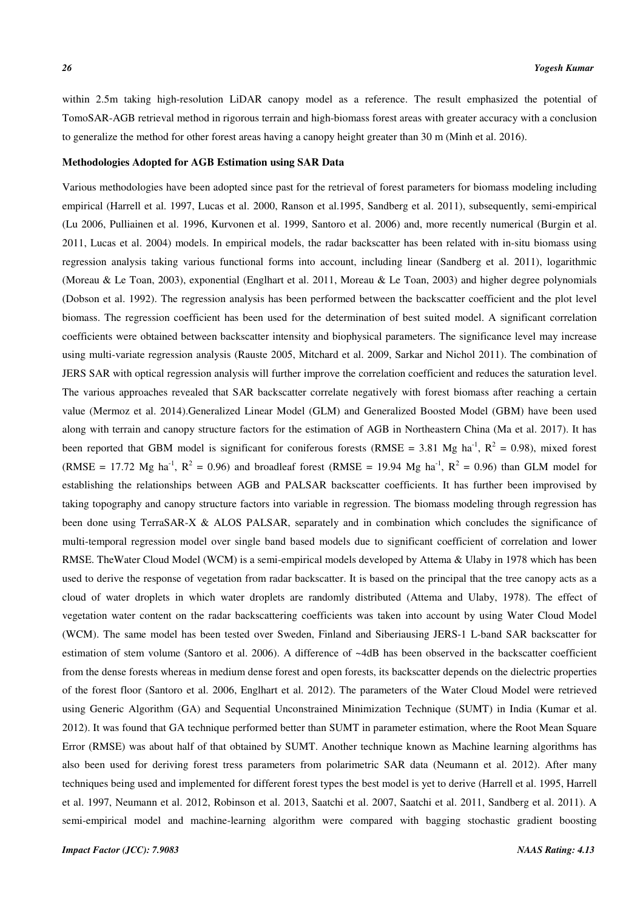within 2.5m taking high-resolution LiDAR canopy model as a reference. The result emphasized the potential of TomoSAR-AGB retrieval method in rigorous terrain and high-biomass forest areas with greater accuracy with a conclusion to generalize the method for other forest areas having a canopy height greater than 30 m (Minh et al. 2016).

**Methodologies Adopted for AGB Estimation using SAR Data**

Various methodologies have been adopted since past for the retrieval of forest parameters for biomass modeling including empirical (Harrell et al. 1997, Lucas et al. 2000, Ranson et al.1995, Sandberg et al. 2011), subsequently, semi-empirical (Lu 2006, Pulliainen et al. 1996, Kurvonen et al. 1999, Santoro et al. 2006) and, more recently numerical (Burgin et al. 2011, Lucas et al. 2004) models. In empirical models, the radar backscatter has been related with in-situ biomass using regression analysis taking various functional forms into account, including linear (Sandberg et al. 2011), logarithmic (Moreau & Le Toan, 2003), exponential (Englhart et al. 2011, Moreau & Le Toan, 2003) and higher degree polynomials (Dobson et al. 1992). The regression analysis has been performed between the backscatter coefficient and the plot level biomass. The regression coefficient has been used for the determination of best suited model. A significant correlation coefficients were obtained between backscatter intensity and biophysical parameters. The significance level may increase using multi-variate regression analysis (Rauste 2005, Mitchard et al. 2009, Sarkar and Nichol 2011). The combination of JERS SAR with optical regression analysis will further improve the correlation coefficient and reduces the saturation level. The various approaches revealed that SAR backscatter correlate negatively with forest biomass after reaching a certain value (Mermoz et al. 2014).Generalized Linear Model (GLM) and Generalized Boosted Model (GBM) have been used along with terrain and canopy structure factors for the estimation of AGB in Northeastern China (Ma et al. 2017). It has been reported that GBM model is significant for coniferous forests (RMSE = 3.81 Mg ha$^{-1}$, $R^2$ = 0.98), mixed forest (RMSE = 17.72 Mg ha$^{-1}$, $R^2$ = 0.96) and broadleaf forest (RMSE = 19.94 Mg ha$^{-1}$, $R^2$ = 0.96) than GLM model for establishing the relationships between AGB and PALSAR backscatter coefficients. It has further been improvised by taking topography and canopy structure factors into variable in regression. The biomass modeling through regression has been done using TerraSAR-X & ALOS PALSAR, separately and in combination which concludes the significance of multi-temporal regression model over single band based models due to significant coefficient of correlation and lower RMSE. TheWater Cloud Model (WCM) is a semi-empirical models developed by Attema & Ulaby in 1978 which has been used to derive the response of vegetation from radar backscatter. It is based on the principal that the tree canopy acts as a cloud of water droplets in which water droplets are randomly distributed (Attema and Ulaby, 1978). The effect of vegetation water content on the radar backscattering coefficients was taken into account by using Water Cloud Model (WCM). The same model has been tested over Sweden, Finland and Siberiausing JERS-1 L-band SAR backscatter for estimation of stem volume (Santoro et al. 2006). A difference of ~4dB has been observed in the backscatter coefficient from the dense forests whereas in medium dense forest and open forests, its backscatter depends on the dielectric properties of the forest floor (Santoro et al. 2006, Englhart et al. 2012). The parameters of the Water Cloud Model were retrieved using Generic Algorithm (GA) and Sequential Unconstrained Minimization Technique (SUMT) in India (Kumar et al. 2012). It was found that GA technique performed better than SUMT in parameter estimation, where the Root Mean Square Error (RMSE) was about half of that obtained by SUMT. Another technique known as Machine learning algorithms has also been used for deriving forest tress parameters from polarimetric SAR data (Neumann et al. 2012). After many techniques being used and implemented for different forest types the best model is yet to derive (Harrell et al. 1995, Harrell et al. 1997, Neumann et al. 2012, Robinson et al. 2013, Saatchi et al. 2007, Saatchi et al. 2011, Sandberg et al. 2011). A semi-empirical model and machine-learning algorithm were compared with bagging stochastic gradient boosting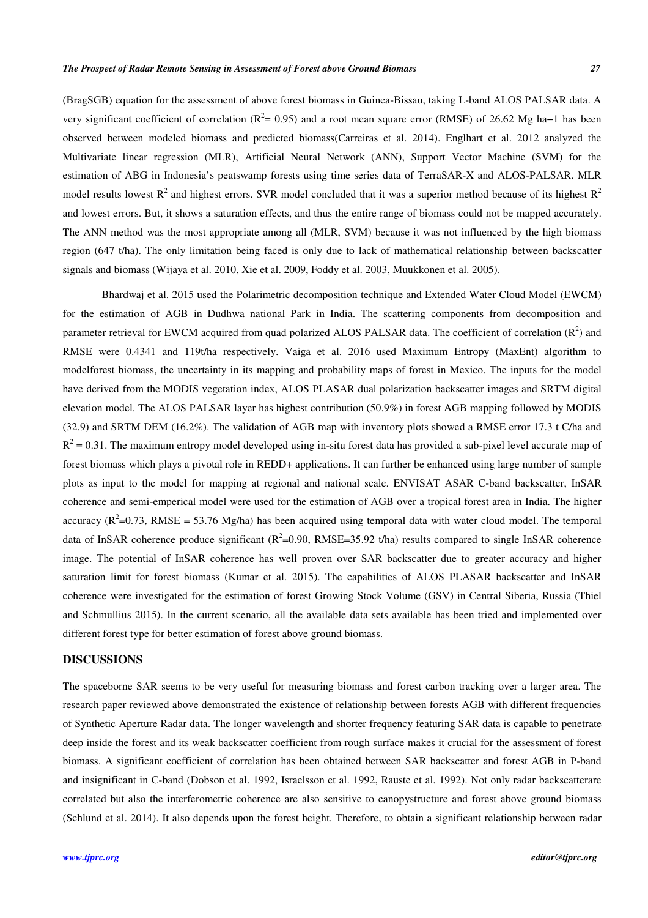(BragSGB) equation for the assessment of above forest biomass in Guinea-Bissau, taking L-band ALOS PALSAR data. A very significant coefficient of correlation ($R^2$= 0.95) and a root mean square error (RMSE) of 26.62 Mg ha−1 has been observed between modeled biomass and predicted biomass(Carreiras et al. 2014). Englhart et al. 2012 analyzed the Multivariate linear regression (MLR), Artificial Neural Network (ANN), Support Vector Machine (SVM) for the estimation of ABG in Indonesia's peatswamp forests using time series data of TerraSAR-X and ALOS-PALSAR. MLR model results lowest $R^2$ and highest errors. SVR model concluded that it was a superior method because of its highest $R^2$ and lowest errors. But, it shows a saturation effects, and thus the entire range of biomass could not be mapped accurately. The ANN method was the most appropriate among all (MLR, SVM) because it was not influenced by the high biomass region (647 t/ha). The only limitation being faced is only due to lack of mathematical relationship between backscatter signals and biomass (Wijaya et al. 2010, Xie et al. 2009, Foddy et al. 2003, Muukkonen et al. 2005).

Bhardwaj et al. 2015 used the Polarimetric decomposition technique and Extended Water Cloud Model (EWCM) for the estimation of AGB in Dudhwa national Park in India. The scattering components from decomposition and parameter retrieval for EWCM acquired from quad polarized ALOS PALSAR data. The coefficient of correlation ($R^2$) and RMSE were 0.4341 and 119t/ha respectively. Vaiga et al. 2016 used Maximum Entropy (MaxEnt) algorithm to modelforest biomass, the uncertainty in its mapping and probability maps of forest in Mexico. The inputs for the model have derived from the MODIS vegetation index, ALOS PLASAR dual polarization backscatter images and SRTM digital elevation model. The ALOS PALSAR layer has highest contribution (50.9%) in forest AGB mapping followed by MODIS (32.9) and SRTM DEM (16.2%). The validation of AGB map with inventory plots showed a RMSE error 17.3 t C/ha and $R^2$ = 0.31. The maximum entropy model developed using in-situ forest data has provided a sub-pixel level accurate map of forest biomass which plays a pivotal role in REDD+ applications. It can further be enhanced using large number of sample plots as input to the model for mapping at regional and national scale. ENVISAT ASAR C-band backscatter, InSAR coherence and semi-emperical model were used for the estimation of AGB over a tropical forest area in India. The higher accuracy ($R^2$=0.73, RMSE = 53.76 Mg/ha) has been acquired using temporal data with water cloud model. The temporal data of InSAR coherence produce significant ($R^2$=0.90, RMSE=35.92 t/ha) results compared to single InSAR coherence image. The potential of InSAR coherence has well proven over SAR backscatter due to greater accuracy and higher saturation limit for forest biomass (Kumar et al. 2015). The capabilities of ALOS PLASAR backscatter and InSAR coherence were investigated for the estimation of forest Growing Stock Volume (GSV) in Central Siberia, Russia (Thiel and Schmullius 2015). In the current scenario, all the available data sets available has been tried and implemented over different forest type for better estimation of forest above ground biomass.

## DISCUSSIONS

The spaceborne SAR seems to be very useful for measuring biomass and forest carbon tracking over a larger area. The research paper reviewed above demonstrated the existence of relationship between forests AGB with different frequencies of Synthetic Aperture Radar data. The longer wavelength and shorter frequency featuring SAR data is capable to penetrate deep inside the forest and its weak backscatter coefficient from rough surface makes it crucial for the assessment of forest biomass. A significant coefficient of correlation has been obtained between SAR backscatter and forest AGB in P-band and insignificant in C-band (Dobson et al. 1992, Israelsson et al. 1992, Rauste et al. 1992). Not only radar backscatterare correlated but also the interferometric coherence are also sensitive to canopystructure and forest above ground biomass (Schlund et al. 2014). It also depends upon the forest height. Therefore, to obtain a significant relationship between radar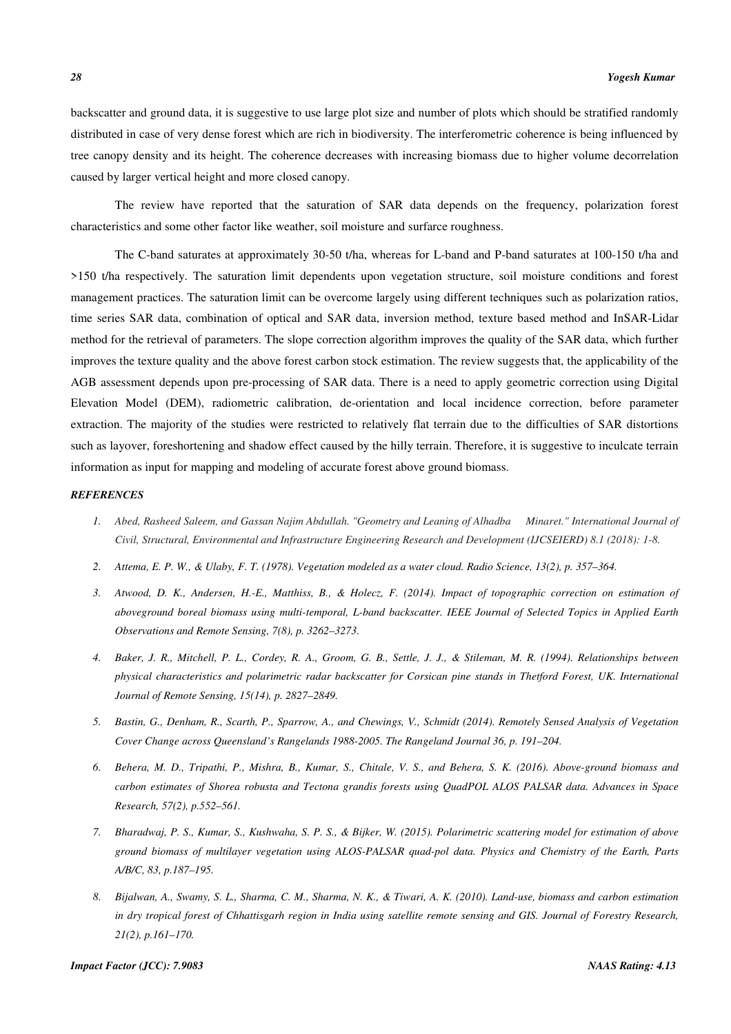backscatter and ground data, it is suggestive to use large plot size and number of plots which should be stratified randomly distributed in case of very dense forest which are rich in biodiversity. The interferometric coherence is being influenced by tree canopy density and its height. The coherence decreases with increasing biomass due to higher volume decorrelation caused by larger vertical height and more closed canopy.

The review have reported that the saturation of SAR data depends on the frequency, polarization forest characteristics and some other factor like weather, soil moisture and surfarce roughness.

The C-band saturates at approximately 30-50 t/ha, whereas for L-band and P-band saturates at 100-150 t/ha and >150 t/ha respectively. The saturation limit dependents upon vegetation structure, soil moisture conditions and forest management practices. The saturation limit can be overcome largely using different techniques such as polarization ratios, time series SAR data, combination of optical and SAR data, inversion method, texture based method and InSAR-Lidar method for the retrieval of parameters. The slope correction algorithm improves the quality of the SAR data, which further improves the texture quality and the above forest carbon stock estimation. The review suggests that, the applicability of the AGB assessment depends upon pre-processing of SAR data. There is a need to apply geometric correction using Digital Elevation Model (DEM), radiometric calibration, de-orientation and local incidence correction, before parameter extraction. The majority of the studies were restricted to relatively flat terrain due to the difficulties of SAR distortions such as layover, foreshortening and shadow effect caused by the hilly terrain. Therefore, it is suggestive to inculcate terrain information as input for mapping and modeling of accurate forest above ground biomass.

### *REFERENCES*

1. *Abed, Rasheed Saleem, and Gassan Najim Abdullah. "Geometry and Leaning of Alhadba Minaret." International Journal of Civil, Structural, Environmental and Infrastructure Engineering Research and Development (IJCSEIERD) 8.1 (2018): 1-8.*
2. *Attema, E. P. W., & Ulaby, F. T. (1978). Vegetation modeled as a water cloud. Radio Science, 13(2), p. 357–364.*
3. *Atwood, D. K., Andersen, H.-E., Matthiss, B., & Holecz, F. (2014). Impact of topographic correction on estimation of aboveground boreal biomass using multi-temporal, L-band backscatter. IEEE Journal of Selected Topics in Applied Earth Observations and Remote Sensing, 7(8), p. 3262–3273.*
4. *Baker, J. R., Mitchell, P. L., Cordey, R. A., Groom, G. B., Settle, J. J., & Stileman, M. R. (1994). Relationships between physical characteristics and polarimetric radar backscatter for Corsican pine stands in Thetford Forest, UK. International Journal of Remote Sensing, 15(14), p. 2827–2849.*
5. *Bastin, G., Denham, R., Scarth, P., Sparrow, A., and Chewings, V., Schmidt (2014). Remotely Sensed Analysis of Vegetation Cover Change across Queensland's Rangelands 1988-2005. The Rangeland Journal 36, p. 191–204.*
6. *Behera, M. D., Tripathi, P., Mishra, B., Kumar, S., Chitale, V. S., and Behera, S. K. (2016). Above-ground biomass and carbon estimates of Shorea robusta and Tectona grandis forests using QuadPOL ALOS PALSAR data. Advances in Space Research, 57(2), p.552–561.*
7. *Bharadwaj, P. S., Kumar, S., Kushwaha, S. P. S., & Bijker, W. (2015). Polarimetric scattering model for estimation of above ground biomass of multilayer vegetation using ALOS-PALSAR quad-pol data. Physics and Chemistry of the Earth, Parts A/B/C, 83, p.187–195.*
8. *Bijalwan, A., Swamy, S. L., Sharma, C. M., Sharma, N. K., & Tiwari, A. K. (2010). Land-use, biomass and carbon estimation in dry tropical forest of Chhattisgarh region in India using satellite remote sensing and GIS. Journal of Forestry Research, 21(2), p.161–170.*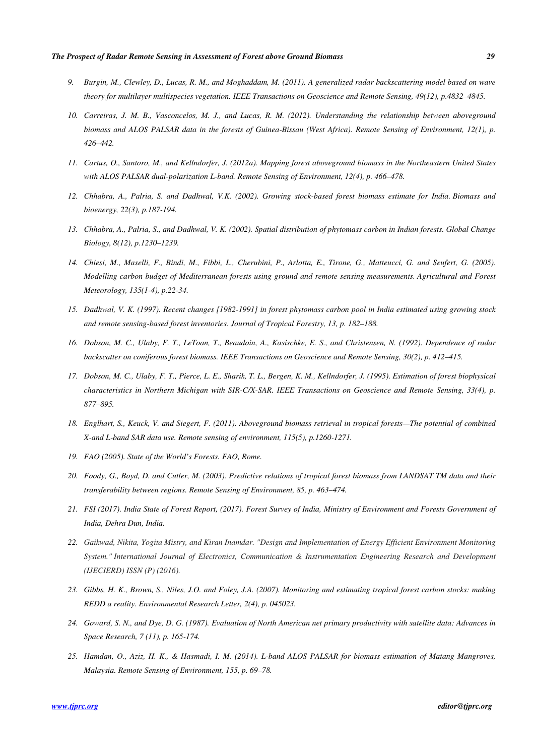9. *Burgin, M., Clewley, D., Lucas, R. M., and Moghaddam, M. (2011). A generalized radar backscattering model based on wave theory for multilayer multispecies vegetation. IEEE Transactions on Geoscience and Remote Sensing, 49(12), p.4832–4845.*

10. *Carreiras, J. M. B., Vasconcelos, M. J., and Lucas, R. M. (2012). Understanding the relationship between aboveground biomass and ALOS PALSAR data in the forests of Guinea-Bissau (West Africa). Remote Sensing of Environment, 12(1), p. 426–442.*

11. *Cartus, O., Santoro, M., and Kellndorfer, J. (2012a). Mapping forest aboveground biomass in the Northeastern United States with ALOS PALSAR dual-polarization L-band. Remote Sensing of Environment, 12(4), p. 466–478.*

12. *Chhabra, A., Palria, S. and Dadhwal, V.K. (2002). Growing stock-based forest biomass estimate for India. Biomass and bioenergy, 22(3), p.187-194.*

13. *Chhabra, A., Palria, S., and Dadhwal, V. K. (2002). Spatial distribution of phytomass carbon in Indian forests. Global Change Biology, 8(12), p.1230–1239.*

14. *Chiesi, M., Maselli, F., Bindi, M., Fibbi, L., Cherubini, P., Arlotta, E., Tirone, G., Matteucci, G. and Seufert, G. (2005). Modelling carbon budget of Mediterranean forests using ground and remote sensing measurements. Agricultural and Forest Meteorology, 135(1-4), p.22-34.*

15. *Dadhwal, V. K. (1997). Recent changes [1982-1991] in forest phytomass carbon pool in India estimated using growing stock and remote sensing-based forest inventories. Journal of Tropical Forestry, 13, p. 182–188.*

16. *Dobson, M. C., Ulaby, F. T., LeToan, T., Beaudoin, A., Kasischke, E. S., and Christensen, N. (1992). Dependence of radar backscatter on coniferous forest biomass. IEEE Transactions on Geoscience and Remote Sensing, 30(2), p. 412–415.*

17. *Dobson, M. C., Ulaby, F. T., Pierce, L. E., Sharik, T. L., Bergen, K. M., Kellndorfer, J. (1995). Estimation of forest biophysical characteristics in Northern Michigan with SIR-C/X-SAR. IEEE Transactions on Geoscience and Remote Sensing, 33(4), p. 877–895.*

18. *Englhart, S., Keuck, V. and Siegert, F. (2011). Aboveground biomass retrieval in tropical forests—The potential of combined X-and L-band SAR data use. Remote sensing of environment, 115(5), p.1260-1271.*

19. *FAO (2005). State of the World's Forests. FAO, Rome.*

20. *Foody, G., Boyd, D. and Cutler, M. (2003). Predictive relations of tropical forest biomass from LANDSAT TM data and their transferability between regions. Remote Sensing of Environment, 85, p. 463–474.*

21. *FSI (2017). India State of Forest Report, (2017). Forest Survey of India, Ministry of Environment and Forests Government of India, Dehra Dun, India.*

22. *Gaikwad, Nikita, Yogita Mistry, and Kiran Inamdar. "Design and Implementation of Energy Efficient Environment Monitoring System." International Journal of Electronics, Communication & Instrumentation Engineering Research and Development (IJECIERD) ISSN (P) (2016).*

23. *Gibbs, H. K., Brown, S., Niles, J.O. and Foley, J.A. (2007). Monitoring and estimating tropical forest carbon stocks: making REDD a reality. Environmental Research Letter, 2(4), p. 045023.*

24. *Goward, S. N., and Dye, D. G. (1987). Evaluation of North American net primary productivity with satellite data: Advances in Space Research, 7 (11), p. 165-174.*

25. *Hamdan, O., Aziz, H. K., & Hasmadi, I. M. (2014). L-band ALOS PALSAR for biomass estimation of Matang Mangroves, Malaysia. Remote Sensing of Environment, 155, p. 69–78.*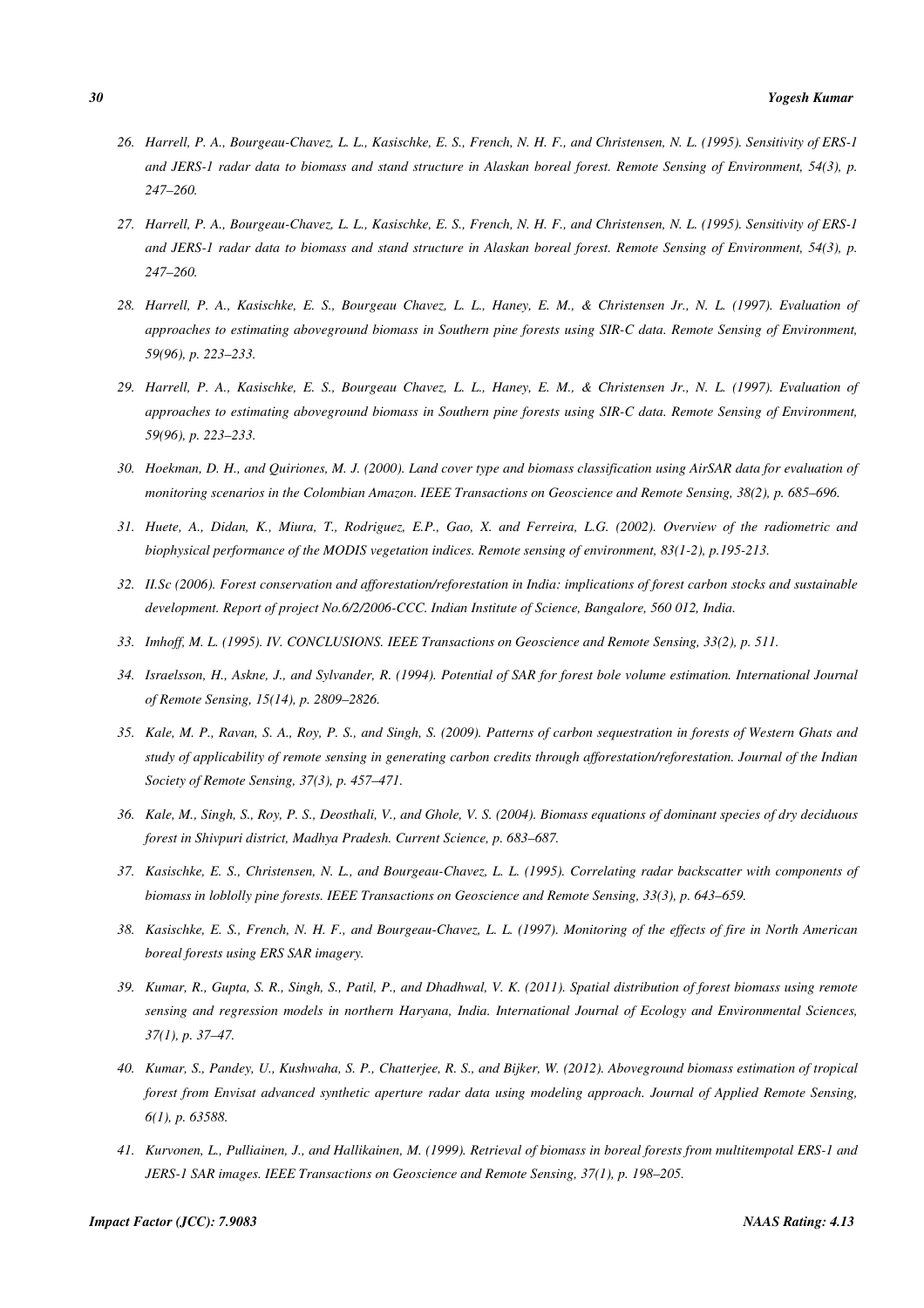26. *Harrell, P. A., Bourgeau-Chavez, L. L., Kasischke, E. S., French, N. H. F., and Christensen, N. L. (1995). Sensitivity of ERS-1 and JERS-1 radar data to biomass and stand structure in Alaskan boreal forest. Remote Sensing of Environment, 54(3), p. 247–260.*

27. *Harrell, P. A., Bourgeau-Chavez, L. L., Kasischke, E. S., French, N. H. F., and Christensen, N. L. (1995). Sensitivity of ERS-1 and JERS-1 radar data to biomass and stand structure in Alaskan boreal forest. Remote Sensing of Environment, 54(3), p. 247–260.*

28. *Harrell, P. A., Kasischke, E. S., Bourgeau Chavez, L. L., Haney, E. M., & Christensen Jr., N. L. (1997). Evaluation of approaches to estimating aboveground biomass in Southern pine forests using SIR-C data. Remote Sensing of Environment, 59(96), p. 223–233.*

29. *Harrell, P. A., Kasischke, E. S., Bourgeau Chavez, L. L., Haney, E. M., & Christensen Jr., N. L. (1997). Evaluation of approaches to estimating aboveground biomass in Southern pine forests using SIR-C data. Remote Sensing of Environment, 59(96), p. 223–233.*

30. *Hoekman, D. H., and Quiriones, M. J. (2000). Land cover type and biomass classification using AirSAR data for evaluation of monitoring scenarios in the Colombian Amazon. IEEE Transactions on Geoscience and Remote Sensing, 38(2), p. 685–696.*

31. *Huete, A., Didan, K., Miura, T., Rodriguez, E.P., Gao, X. and Ferreira, L.G. (2002). Overview of the radiometric and biophysical performance of the MODIS vegetation indices. Remote sensing of environment, 83(1-2), p.195-213.*

32. *II.Sc (2006). Forest conservation and afforestation/reforestation in India: implications of forest carbon stocks and sustainable development. Report of project No.6/2/2006-CCC. Indian Institute of Science, Bangalore, 560 012, India.*

33. *Imhoff, M. L. (1995). IV. CONCLUSIONS. IEEE Transactions on Geoscience and Remote Sensing, 33(2), p. 511.*

34. *Israelsson, H., Askne, J., and Sylvander, R. (1994). Potential of SAR for forest bole volume estimation. International Journal of Remote Sensing, 15(14), p. 2809–2826.*

35. *Kale, M. P., Ravan, S. A., Roy, P. S., and Singh, S. (2009). Patterns of carbon sequestration in forests of Western Ghats and study of applicability of remote sensing in generating carbon credits through afforestation/reforestation. Journal of the Indian Society of Remote Sensing, 37(3), p. 457–471.*

36. *Kale, M., Singh, S., Roy, P. S., Deosthali, V., and Ghole, V. S. (2004). Biomass equations of dominant species of dry deciduous forest in Shivpuri district, Madhya Pradesh. Current Science, p. 683–687.*

37. *Kasischke, E. S., Christensen, N. L., and Bourgeau-Chavez, L. L. (1995). Correlating radar backscatter with components of biomass in loblolly pine forests. IEEE Transactions on Geoscience and Remote Sensing, 33(3), p. 643–659.*

38. *Kasischke, E. S., French, N. H. F., and Bourgeau-Chavez, L. L. (1997). Monitoring of the effects of fire in North American boreal forests using ERS SAR imagery.*

39. *Kumar, R., Gupta, S. R., Singh, S., Patil, P., and Dhadhwal, V. K. (2011). Spatial distribution of forest biomass using remote sensing and regression models in northern Haryana, India. International Journal of Ecology and Environmental Sciences, 37(1), p. 37–47.*

40. *Kumar, S., Pandey, U., Kushwaha, S. P., Chatterjee, R. S., and Bijker, W. (2012). Aboveground biomass estimation of tropical forest from Envisat advanced synthetic aperture radar data using modeling approach. Journal of Applied Remote Sensing, 6(1), p. 63588.*

41. *Kurvonen, L., Pulliainen, J., and Hallikainen, M. (1999). Retrieval of biomass in boreal forests from multitempotal ERS-1 and JERS-1 SAR images. IEEE Transactions on Geoscience and Remote Sensing, 37(1), p. 198–205.*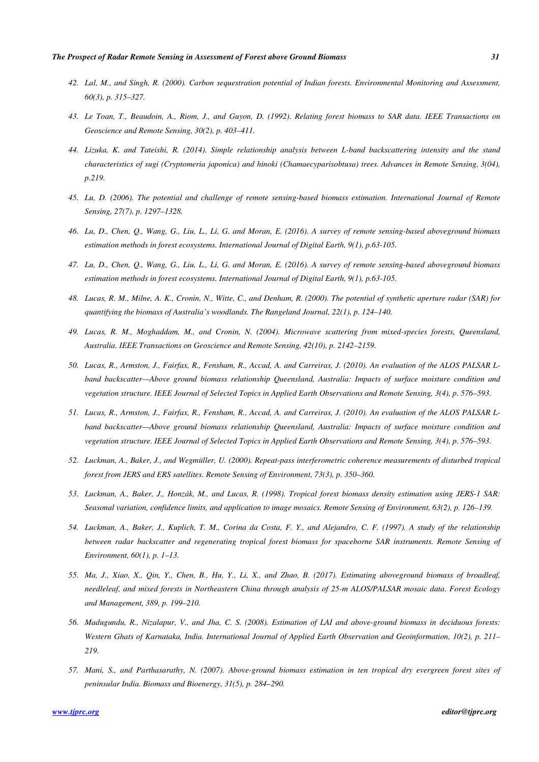42. *Lal, M., and Singh, R. (2000). Carbon sequestration potential of Indian forests. Environmental Monitoring and Assessment, 60(3), p. 315–327.*

43. *Le Toan, T., Beaudoin, A., Riom, J., and Guyon, D. (1992). Relating forest biomass to SAR data. IEEE Transactions on Geoscience and Remote Sensing, 30(2), p. 403–411.*

44. *Lizuka, K. and Tateishi, R. (2014). Simple relationship analysis between L-band backscattering intensity and the stand characteristics of sugi (Cryptomeria japonica) and hinoki (Chamaecyparisobtusa) trees. Advances in Remote Sensing, 3(04), p.219.*

45. *Lu, D. (2006). The potential and challenge of remote sensing-based biomass estimation. International Journal of Remote Sensing, 27(7), p. 1297–1328.*

46. *Lu, D., Chen, Q., Wang, G., Liu, L., Li, G. and Moran, E. (2016). A survey of remote sensing-based aboveground biomass estimation methods in forest ecosystems. International Journal of Digital Earth, 9(1), p.63-105.*

47. *Lu, D., Chen, Q., Wang, G., Liu, L., Li, G. and Moran, E. (2016). A survey of remote sensing-based aboveground biomass estimation methods in forest ecosystems. International Journal of Digital Earth, 9(1), p.63-105.*

48. *Lucas, R. M., Milne, A. K., Cronin, N., Witte, C., and Denham, R. (2000). The potential of synthetic aperture radar (SAR) for quantifying the biomass of Australia's woodlands. The Rangeland Journal, 22(1), p. 124–140.*

49. *Lucas, R. M., Moghaddam, M., and Cronin, N. (2004). Microwave scattering from mixed-species forests, Queensland, Australia. IEEE Transactions on Geoscience and Remote Sensing, 42(10), p. 2142–2159.*

50. *Lucas, R., Armston, J., Fairfax, R., Fensham, R., Accad, A. and Carreiras, J. (2010). An evaluation of the ALOS PALSAR L-band backscatter—Above ground biomass relationship Queensland, Australia: Impacts of surface moisture condition and vegetation structure. IEEE Journal of Selected Topics in Applied Earth Observations and Remote Sensing, 3(4), p. 576–593.*

51. *Lucas, R., Armston, J., Fairfax, R., Fensham, R., Accad, A. and Carreiras, J. (2010). An evaluation of the ALOS PALSAR L-band backscatter—Above ground biomass relationship Queensland, Australia: Impacts of surface moisture condition and vegetation structure. IEEE Journal of Selected Topics in Applied Earth Observations and Remote Sensing, 3(4), p. 576–593.*

52. *Luckman, A., Baker, J., and Wegmüller, U. (2000). Repeat-pass interferometric coherence measurements of disturbed tropical forest from JERS and ERS satellites. Remote Sensing of Environment, 73(3), p. 350–360.*

53. *Luckman, A., Baker, J., Honzák, M., and Lucas, R. (1998). Tropical forest biomass density estimation using JERS-1 SAR: Seasonal variation, confidence limits, and application to image mosaics. Remote Sensing of Environment, 63(2), p. 126–139.*

54. *Luckman, A., Baker, J., Kuplich, T. M., Corina da Costa, F. Y., and Alejandro, C. F. (1997). A study of the relationship between radar backscatter and regenerating tropical forest biomass for spaceborne SAR instruments. Remote Sensing of Environment, 60(1), p. 1–13.*

55. *Ma, J., Xiao, X., Qin, Y., Chen, B., Hu, Y., Li, X., and Zhao, B. (2017). Estimating aboveground biomass of broadleaf, needleleaf, and mixed forests in Northeastern China through analysis of 25-m ALOS/PALSAR mosaic data. Forest Ecology and Management, 389, p. 199–210.*

56. *Madugundu, R., Nizalapur, V., and Jha, C. S. (2008). Estimation of LAI and above-ground biomass in deciduous forests: Western Ghats of Karnataka, India. International Journal of Applied Earth Observation and Geoinformation, 10(2), p. 211–219.*

57. *Mani, S., and Parthasarathy, N. (2007). Above-ground biomass estimation in ten tropical dry evergreen forest sites of peninsular India. Biomass and Bioenergy, 31(5), p. 284–290.*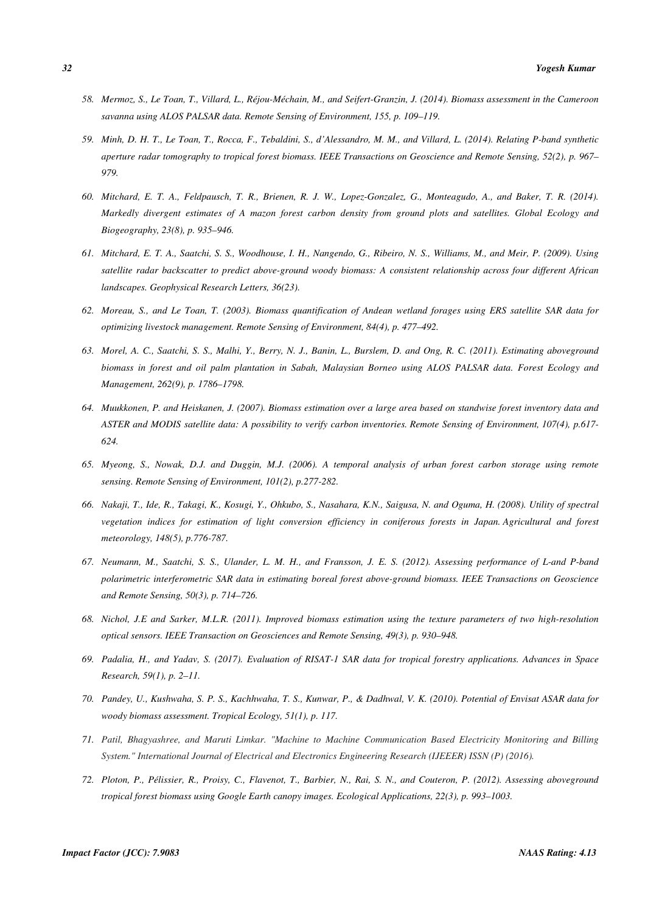58. *Mermoz, S., Le Toan, T., Villard, L., Réjou-Méchain, M., and Seifert-Granzin, J. (2014). Biomass assessment in the Cameroon savanna using ALOS PALSAR data. Remote Sensing of Environment, 155, p. 109–119.*

59. *Minh, D. H. T., Le Toan, T., Rocca, F., Tebaldini, S., d'Alessandro, M. M., and Villard, L. (2014). Relating P-band synthetic aperture radar tomography to tropical forest biomass. IEEE Transactions on Geoscience and Remote Sensing, 52(2), p. 967–979.*

60. *Mitchard, E. T. A., Feldpausch, T. R., Brienen, R. J. W., Lopez-Gonzalez, G., Monteagudo, A., and Baker, T. R. (2014). Markedly divergent estimates of A mazon forest carbon density from ground plots and satellites. Global Ecology and Biogeography, 23(8), p. 935–946.*

61. *Mitchard, E. T. A., Saatchi, S. S., Woodhouse, I. H., Nangendo, G., Ribeiro, N. S., Williams, M., and Meir, P. (2009). Using satellite radar backscatter to predict above-ground woody biomass: A consistent relationship across four different African landscapes. Geophysical Research Letters, 36(23).*

62. *Moreau, S., and Le Toan, T. (2003). Biomass quantification of Andean wetland forages using ERS satellite SAR data for optimizing livestock management. Remote Sensing of Environment, 84(4), p. 477–492.*

63. *Morel, A. C., Saatchi, S. S., Malhi, Y., Berry, N. J., Banin, L., Burslem, D. and Ong, R. C. (2011). Estimating aboveground biomass in forest and oil palm plantation in Sabah, Malaysian Borneo using ALOS PALSAR data. Forest Ecology and Management, 262(9), p. 1786–1798.*

64. *Muukkonen, P. and Heiskanen, J. (2007). Biomass estimation over a large area based on standwise forest inventory data and ASTER and MODIS satellite data: A possibility to verify carbon inventories. Remote Sensing of Environment, 107(4), p.617-624.*

65. *Myeong, S., Nowak, D.J. and Duggin, M.J. (2006). A temporal analysis of urban forest carbon storage using remote sensing. Remote Sensing of Environment, 101(2), p.277-282.*

66. *Nakaji, T., Ide, R., Takagi, K., Kosugi, Y., Ohkubo, S., Nasahara, K.N., Saigusa, N. and Oguma, H. (2008). Utility of spectral vegetation indices for estimation of light conversion efficiency in coniferous forests in Japan. Agricultural and forest meteorology, 148(5), p.776-787.*

67. *Neumann, M., Saatchi, S. S., Ulander, L. M. H., and Fransson, J. E. S. (2012). Assessing performance of L-and P-band polarimetric interferometric SAR data in estimating boreal forest above-ground biomass. IEEE Transactions on Geoscience and Remote Sensing, 50(3), p. 714–726.*

68. *Nichol, J.E and Sarker, M.L.R. (2011). Improved biomass estimation using the texture parameters of two high-resolution optical sensors. IEEE Transaction on Geosciences and Remote Sensing, 49(3), p. 930–948.*

69. *Padalia, H., and Yadav, S. (2017). Evaluation of RISAT-1 SAR data for tropical forestry applications. Advances in Space Research, 59(1), p. 2–11.*

70. *Pandey, U., Kushwaha, S. P. S., Kachhwaha, T. S., Kunwar, P., & Dadhwal, V. K. (2010). Potential of Envisat ASAR data for woody biomass assessment. Tropical Ecology, 51(1), p. 117.*

71. *Patil, Bhagyashree, and Maruti Limkar. "Machine to Machine Communication Based Electricity Monitoring and Billing System." International Journal of Electrical and Electronics Engineering Research (IJEEER) ISSN (P) (2016).*

72. *Ploton, P., Pélissier, R., Proisy, C., Flavenot, T., Barbier, N., Rai, S. N., and Couteron, P. (2012). Assessing aboveground tropical forest biomass using Google Earth canopy images. Ecological Applications, 22(3), p. 993–1003.*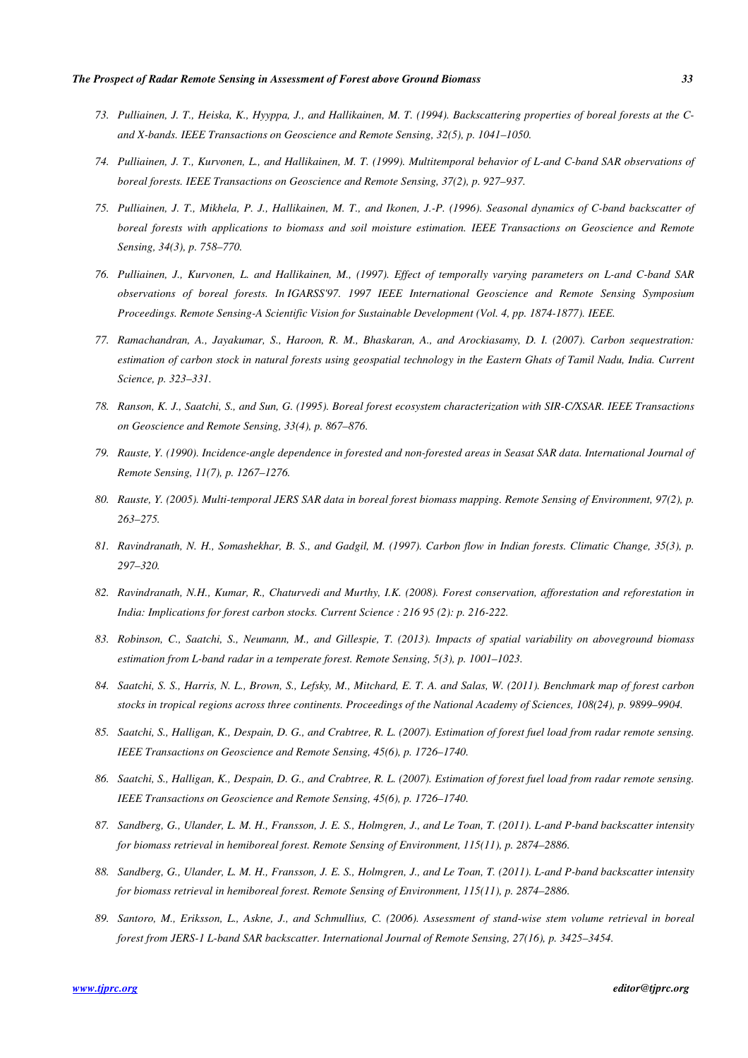73. *Pulliainen, J. T., Heiska, K., Hyyppa, J., and Hallikainen, M. T. (1994). Backscattering properties of boreal forests at the C- and X-bands. IEEE Transactions on Geoscience and Remote Sensing, 32(5), p. 1041–1050.*

74. *Pulliainen, J. T., Kurvonen, L., and Hallikainen, M. T. (1999). Multitemporal behavior of L-and C-band SAR observations of boreal forests. IEEE Transactions on Geoscience and Remote Sensing, 37(2), p. 927–937.*

75. *Pulliainen, J. T., Mikhela, P. J., Hallikainen, M. T., and Ikonen, J.-P. (1996). Seasonal dynamics of C-band backscatter of boreal forests with applications to biomass and soil moisture estimation. IEEE Transactions on Geoscience and Remote Sensing, 34(3), p. 758–770.*

76. *Pulliainen, J., Kurvonen, L. and Hallikainen, M., (1997). Effect of temporally varying parameters on L-and C-band SAR observations of boreal forests. In IGARSS'97. 1997 IEEE International Geoscience and Remote Sensing Symposium Proceedings. Remote Sensing-A Scientific Vision for Sustainable Development (Vol. 4, pp. 1874-1877). IEEE.*

77. *Ramachandran, A., Jayakumar, S., Haroon, R. M., Bhaskaran, A., and Arockiasamy, D. I. (2007). Carbon sequestration: estimation of carbon stock in natural forests using geospatial technology in the Eastern Ghats of Tamil Nadu, India. Current Science, p. 323–331.*

78. *Ranson, K. J., Saatchi, S., and Sun, G. (1995). Boreal forest ecosystem characterization with SIR-C/XSAR. IEEE Transactions on Geoscience and Remote Sensing, 33(4), p. 867–876.*

79. *Rauste, Y. (1990). Incidence-angle dependence in forested and non-forested areas in Seasat SAR data. International Journal of Remote Sensing, 11(7), p. 1267–1276.*

80. *Rauste, Y. (2005). Multi-temporal JERS SAR data in boreal forest biomass mapping. Remote Sensing of Environment, 97(2), p. 263–275.*

81. *Ravindranath, N. H., Somashekhar, B. S., and Gadgil, M. (1997). Carbon flow in Indian forests. Climatic Change, 35(3), p. 297–320.*

82. *Ravindranath, N.H., Kumar, R., Chaturvedi and Murthy, I.K. (2008). Forest conservation, afforestation and reforestation in India: Implications for forest carbon stocks. Current Science : 216 95 (2): p. 216-222.*

83. *Robinson, C., Saatchi, S., Neumann, M., and Gillespie, T. (2013). Impacts of spatial variability on aboveground biomass estimation from L-band radar in a temperate forest. Remote Sensing, 5(3), p. 1001–1023.*

84. *Saatchi, S. S., Harris, N. L., Brown, S., Lefsky, M., Mitchard, E. T. A. and Salas, W. (2011). Benchmark map of forest carbon stocks in tropical regions across three continents. Proceedings of the National Academy of Sciences, 108(24), p. 9899–9904.*

85. *Saatchi, S., Halligan, K., Despain, D. G., and Crabtree, R. L. (2007). Estimation of forest fuel load from radar remote sensing. IEEE Transactions on Geoscience and Remote Sensing, 45(6), p. 1726–1740.*

86. *Saatchi, S., Halligan, K., Despain, D. G., and Crabtree, R. L. (2007). Estimation of forest fuel load from radar remote sensing. IEEE Transactions on Geoscience and Remote Sensing, 45(6), p. 1726–1740.*

87. *Sandberg, G., Ulander, L. M. H., Fransson, J. E. S., Holmgren, J., and Le Toan, T. (2011). L-and P-band backscatter intensity for biomass retrieval in hemiboreal forest. Remote Sensing of Environment, 115(11), p. 2874–2886.*

88. *Sandberg, G., Ulander, L. M. H., Fransson, J. E. S., Holmgren, J., and Le Toan, T. (2011). L-and P-band backscatter intensity for biomass retrieval in hemiboreal forest. Remote Sensing of Environment, 115(11), p. 2874–2886.*

89. *Santoro, M., Eriksson, L., Askne, J., and Schmullius, C. (2006). Assessment of stand-wise stem volume retrieval in boreal forest from JERS-1 L-band SAR backscatter. International Journal of Remote Sensing, 27(16), p. 3425–3454.*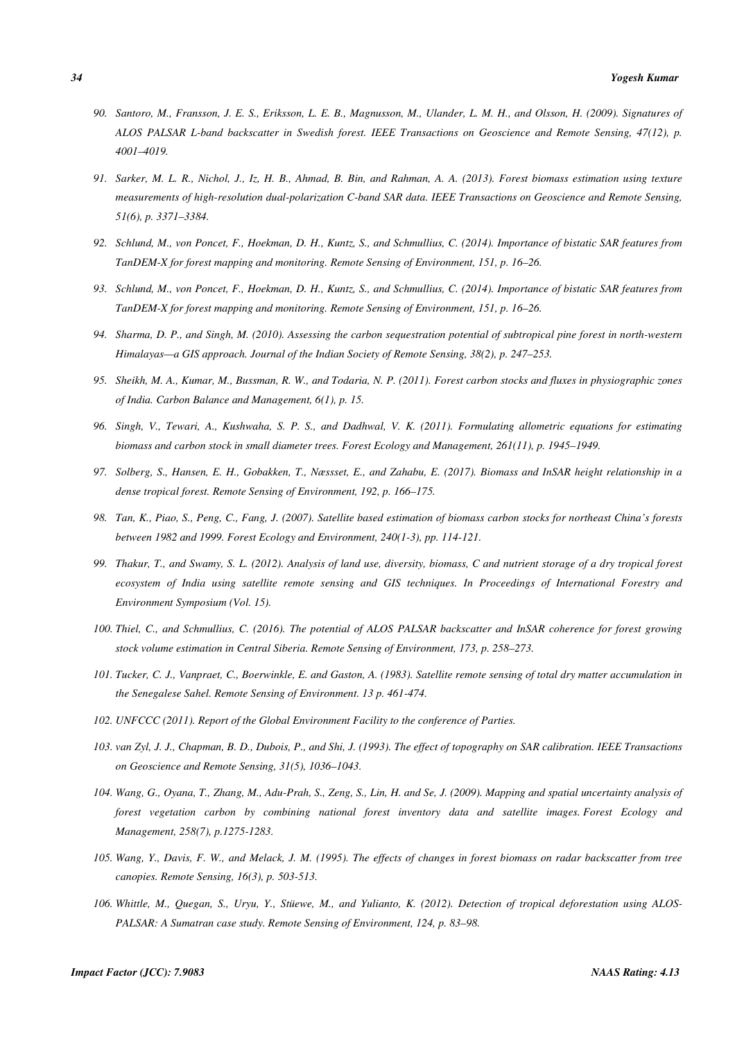90. *Santoro, M., Fransson, J. E. S., Eriksson, L. E. B., Magnusson, M., Ulander, L. M. H., and Olsson, H. (2009). Signatures of ALOS PALSAR L-band backscatter in Swedish forest. IEEE Transactions on Geoscience and Remote Sensing, 47(12), p. 4001–4019.*

91. *Sarker, M. L. R., Nichol, J., Iz, H. B., Ahmad, B. Bin, and Rahman, A. A. (2013). Forest biomass estimation using texture measurements of high-resolution dual-polarization C-band SAR data. IEEE Transactions on Geoscience and Remote Sensing, 51(6), p. 3371–3384.*

92. *Schlund, M., von Poncet, F., Hoekman, D. H., Kuntz, S., and Schmullius, C. (2014). Importance of bistatic SAR features from TanDEM-X for forest mapping and monitoring. Remote Sensing of Environment, 151, p. 16–26.*

93. *Schlund, M., von Poncet, F., Hoekman, D. H., Kuntz, S., and Schmullius, C. (2014). Importance of bistatic SAR features from TanDEM-X for forest mapping and monitoring. Remote Sensing of Environment, 151, p. 16–26.*

94. *Sharma, D. P., and Singh, M. (2010). Assessing the carbon sequestration potential of subtropical pine forest in north-western Himalayas—a GIS approach. Journal of the Indian Society of Remote Sensing, 38(2), p. 247–253.*

95. *Sheikh, M. A., Kumar, M., Bussman, R. W., and Todaria, N. P. (2011). Forest carbon stocks and fluxes in physiographic zones of India. Carbon Balance and Management, 6(1), p. 15.*

96. *Singh, V., Tewari, A., Kushwaha, S. P. S., and Dadhwal, V. K. (2011). Formulating allometric equations for estimating biomass and carbon stock in small diameter trees. Forest Ecology and Management, 261(11), p. 1945–1949.*

97. *Solberg, S., Hansen, E. H., Gobakken, T., Næssset, E., and Zahabu, E. (2017). Biomass and InSAR height relationship in a dense tropical forest. Remote Sensing of Environment, 192, p. 166–175.*

98. *Tan, K., Piao, S., Peng, C., Fang, J. (2007). Satellite based estimation of biomass carbon stocks for northeast China's forests between 1982 and 1999. Forest Ecology and Environment, 240(1-3), pp. 114-121.*

99. *Thakur, T., and Swamy, S. L. (2012). Analysis of land use, diversity, biomass, C and nutrient storage of a dry tropical forest ecosystem of India using satellite remote sensing and GIS techniques. In Proceedings of International Forestry and Environment Symposium (Vol. 15).*

100. *Thiel, C., and Schmullius, C. (2016). The potential of ALOS PALSAR backscatter and InSAR coherence for forest growing stock volume estimation in Central Siberia. Remote Sensing of Environment, 173, p. 258–273.*

101. *Tucker, C. J., Vanpraet, C., Boerwinkle, E. and Gaston, A. (1983). Satellite remote sensing of total dry matter accumulation in the Senegalese Sahel. Remote Sensing of Environment. 13 p. 461-474.*

102. *UNFCCC (2011). Report of the Global Environment Facility to the conference of Parties.*

103. *van Zyl, J. J., Chapman, B. D., Dubois, P., and Shi, J. (1993). The effect of topography on SAR calibration. IEEE Transactions on Geoscience and Remote Sensing, 31(5), 1036–1043.*

104. *Wang, G., Oyana, T., Zhang, M., Adu-Prah, S., Zeng, S., Lin, H. and Se, J. (2009). Mapping and spatial uncertainty analysis of forest vegetation carbon by combining national forest inventory data and satellite images. Forest Ecology and Management, 258(7), p.1275-1283.*

105. *Wang, Y., Davis, F. W., and Melack, J. M. (1995). The effects of changes in forest biomass on radar backscatter from tree canopies. Remote Sensing, 16(3), p. 503-513.*

106. *Whittle, M., Quegan, S., Uryu, Y., Stüewe, M., and Yulianto, K. (2012). Detection of tropical deforestation using ALOS-PALSAR: A Sumatran case study. Remote Sensing of Environment, 124, p. 83–98.*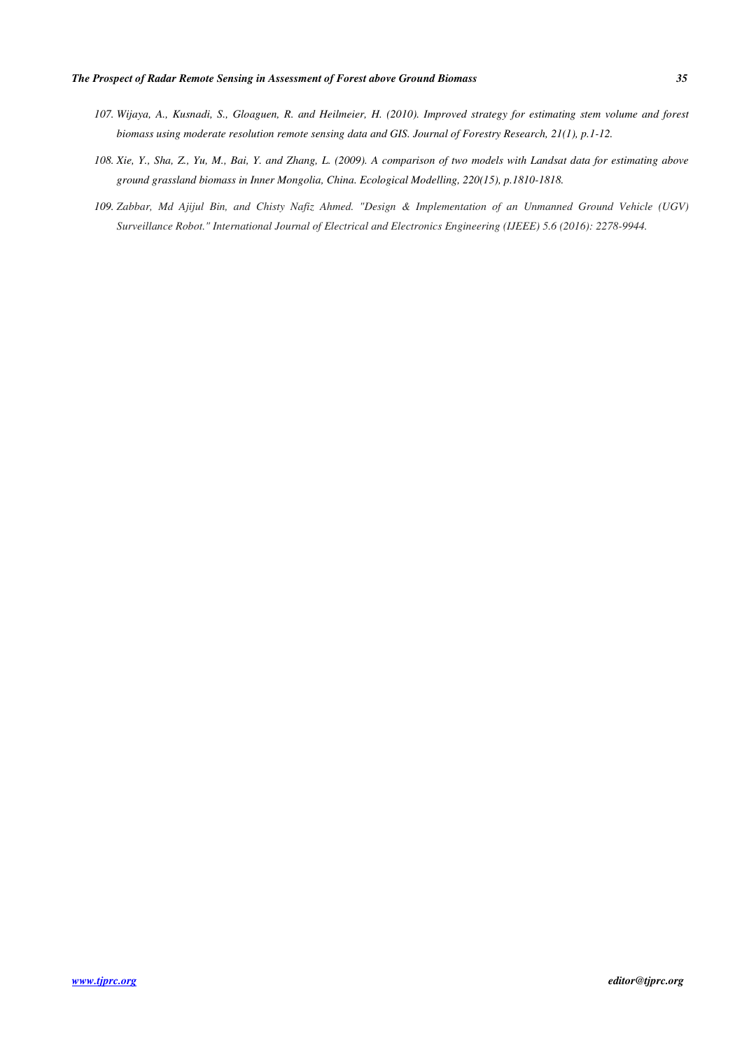107. *Wijaya, A., Kusnadi, S., Gloaguen, R. and Heilmeier, H. (2010). Improved strategy for estimating stem volume and forest biomass using moderate resolution remote sensing data and GIS. Journal of Forestry Research, 21(1), p.1-12.*
108. *Xie, Y., Sha, Z., Yu, M., Bai, Y. and Zhang, L. (2009). A comparison of two models with Landsat data for estimating above ground grassland biomass in Inner Mongolia, China. Ecological Modelling, 220(15), p.1810-1818.*
109. *Zabbar, Md Ajijul Bin, and Chisty Nafiz Ahmed. "Design & Implementation of an Unmanned Ground Vehicle (UGV) Surveillance Robot." International Journal of Electrical and Electronics Engineering (IJEEE) 5.6 (2016): 2278-9944.*